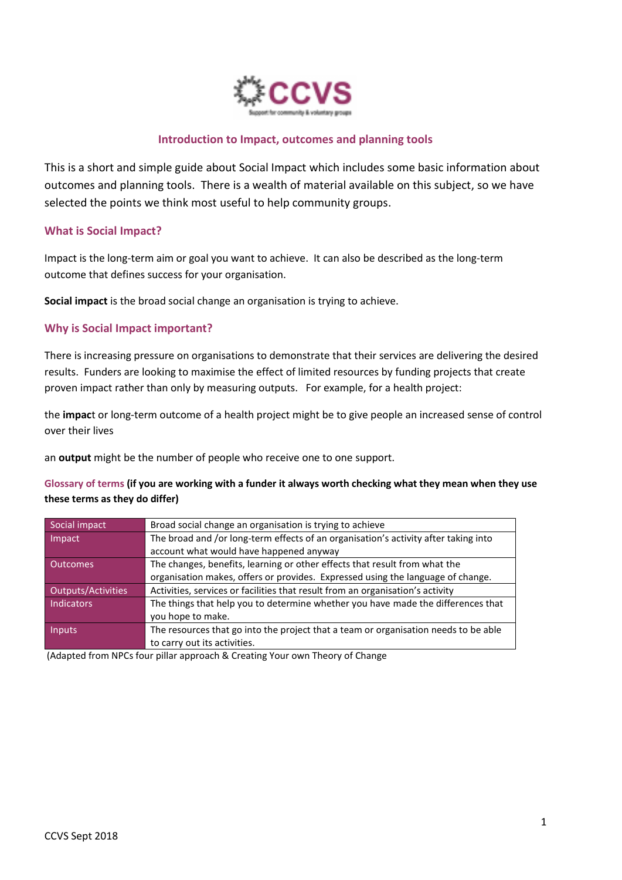## Introduction to Impact, outcomes and planning tools

This is a short and simple guide about Social Impact which includes some basic information about outcomes and planning tools. There is a wealth of material available on this subject, so we have selected the points we think most useful to help community groups.

### What is Social Impact?

Impact is the long-term aim or goal you want to achieve. It can also be described as the long-term outcome that defines success for your organisation.

**Social impact** is the broad social change an organisation is trying to achieve.

### Why is Social Impact important?

There is increasing pressure on organisations to demonstrate that their services are delivering the desired results. Funders are looking to maximise the effect of limited resources by funding projects that create proven impact rather than only by measuring outputs. For example, for a health project:

the **impac**t or long-term outcome of a health project might be to give people an increased sense of control over their lives

an **output** might be the number of people who receive one to one support.

### Glossary of terms **(if you are working with a funder it always worth checking what they mean when they use these terms as they do differ)**

| Term | Definition |
|---|---|
| Social impact | Broad social change an organisation is trying to achieve |
| Impact | The broad and /or long-term effects of an organisation's activity after taking into account what would have happened anyway |
| Outcomes | The changes, benefits, learning or other effects that result from what the organisation makes, offers or provides. Expressed using the language of change. |
| Outputs/Activities | Activities, services or facilities that result from an organisation's activity |
| Indicators | The things that help you to determine whether you have made the differences that you hope to make. |
| Inputs | The resources that go into the project that a team or organisation needs to be able to carry out its activities. |

(Adapted from NPCs four pillar approach & Creating Your own Theory of Change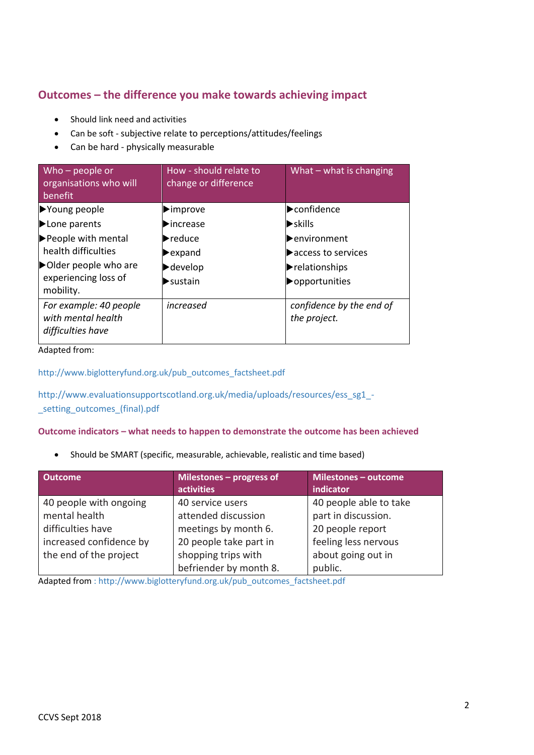## Outcomes – the difference you make towards achieving impact

- Should link need and activities
- Can be soft - subjective relate to perceptions/attitudes/feelings
- Can be hard - physically measurable

| Who – people or organisations who will benefit | How - should relate to change or difference | What – what is changing |
|---|---|---|
| ▶Young people<br>▶Lone parents<br>▶People with mental health difficulties<br>▶Older people who are experiencing loss of mobility. | ▶improve<br>▶increase<br>▶reduce<br>▶expand<br>▶develop<br>▶sustain | ▶confidence<br>▶skills<br>▶environment<br>▶access to services<br>▶relationships<br>▶opportunities |
| *For example: 40 people with mental health difficulties have* | *increased* | *confidence by the end of the project.* |

Adapted from:

http://www.biglotteryfund.org.uk/pub_outcomes_factsheet.pdf

http://www.evaluationsupportscotland.org.uk/media/uploads/resources/ess_sg1_-_setting_outcomes_(final).pdf

### Outcome indicators – what needs to happen to demonstrate the outcome has been achieved

- Should be SMART (specific, measurable, achievable, realistic and time based)

| Outcome | Milestones – progress of activities | Milestones – outcome indicator |
|---|---|---|
| 40 people with ongoing mental health difficulties have increased confidence by the end of the project | 40 service users attended discussion meetings by month 6.<br>20 people take part in shopping trips with befriender by month 8. | 40 people able to take part in discussion.<br>20 people report feeling less nervous about going out in public. |

Adapted from : http://www.biglotteryfund.org.uk/pub_outcomes_factsheet.pdf

CCVS Sept 2018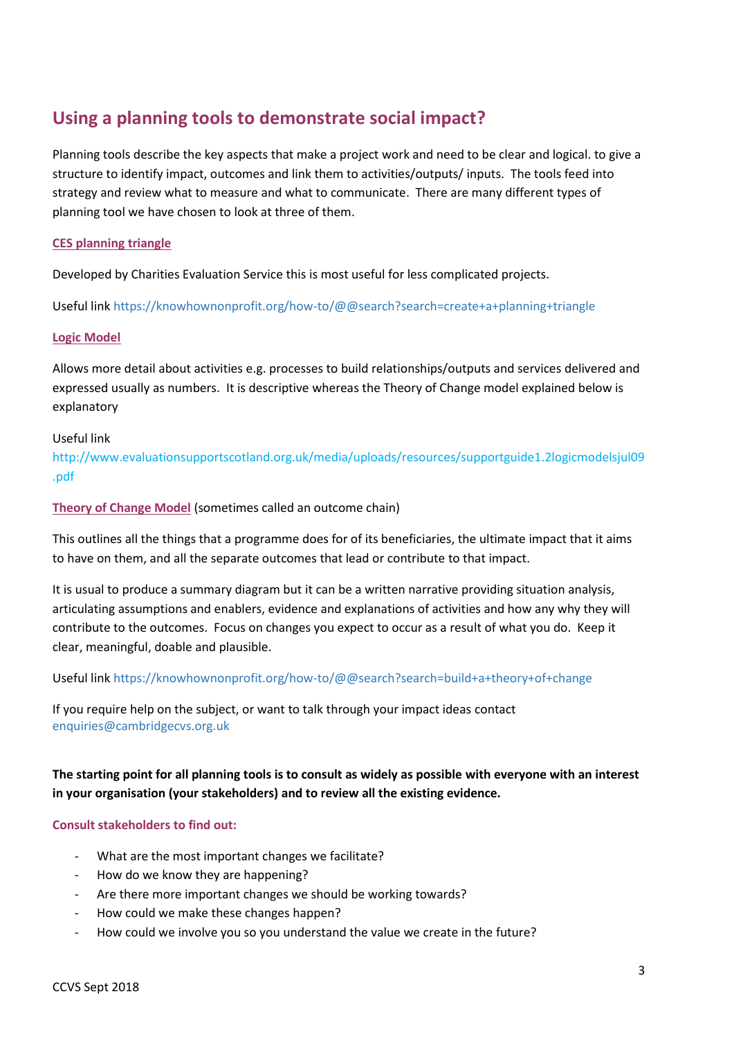## Using a planning tools to demonstrate social impact?

Planning tools describe the key aspects that make a project work and need to be clear and logical. to give a structure to identify impact, outcomes and link them to activities/outputs/ inputs. The tools feed into strategy and review what to measure and what to communicate. There are many different types of planning tool we have chosen to look at three of them.

**CES planning triangle**

Developed by Charities Evaluation Service this is most useful for less complicated projects.

Useful link https://knowhownonprofit.org/how-to/@@search?search=create+a+planning+triangle

**Logic Model**

Allows more detail about activities e.g. processes to build relationships/outputs and services delivered and expressed usually as numbers. It is descriptive whereas the Theory of Change model explained below is explanatory

Useful link
http://www.evaluationsupportscotland.org.uk/media/uploads/resources/supportguide1.2logicmodelsjul09.pdf

**Theory of Change Model** (sometimes called an outcome chain)

This outlines all the things that a programme does for of its beneficiaries, the ultimate impact that it aims to have on them, and all the separate outcomes that lead or contribute to that impact.

It is usual to produce a summary diagram but it can be a written narrative providing situation analysis, articulating assumptions and enablers, evidence and explanations of activities and how any why they will contribute to the outcomes. Focus on changes you expect to occur as a result of what you do. Keep it clear, meaningful, doable and plausible.

Useful link https://knowhownonprofit.org/how-to/@@search?search=build+a+theory+of+change

If you require help on the subject, or want to talk through your impact ideas contact enquiries@cambridgecvs.org.uk

**The starting point for all planning tools is to consult as widely as possible with everyone with an interest in your organisation (your stakeholders) and to review all the existing evidence.**

**Consult stakeholders to find out:**

- What are the most important changes we facilitate?
- How do we know they are happening?
- Are there more important changes we should be working towards?
- How could we make these changes happen?
- How could we involve you so you understand the value we create in the future?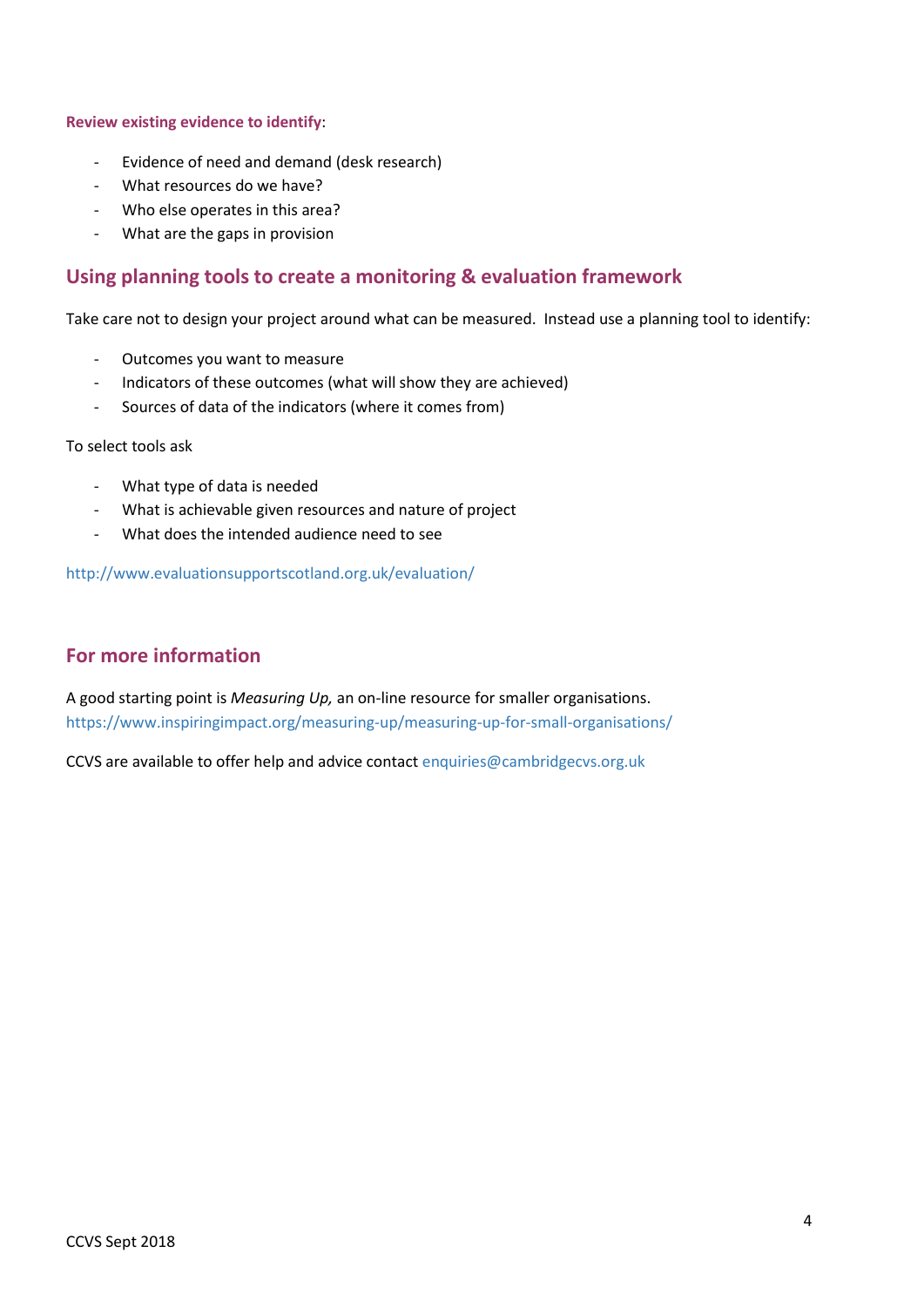**Review existing evidence to identify**:

- Evidence of need and demand (desk research)
- What resources do we have?
- Who else operates in this area?
- What are the gaps in provision

## Using planning tools to create a monitoring & evaluation framework

Take care not to design your project around what can be measured. Instead use a planning tool to identify:

- Outcomes you want to measure
- Indicators of these outcomes (what will show they are achieved)
- Sources of data of the indicators (where it comes from)

To select tools ask

- What type of data is needed
- What is achievable given resources and nature of project
- What does the intended audience need to see

http://www.evaluationsupportscotland.org.uk/evaluation/

## For more information

A good starting point is *Measuring Up,* an on-line resource for smaller organisations.
https://www.inspiringimpact.org/measuring-up/measuring-up-for-small-organisations/

CCVS are available to offer help and advice contact enquiries@cambridgecvs.org.uk